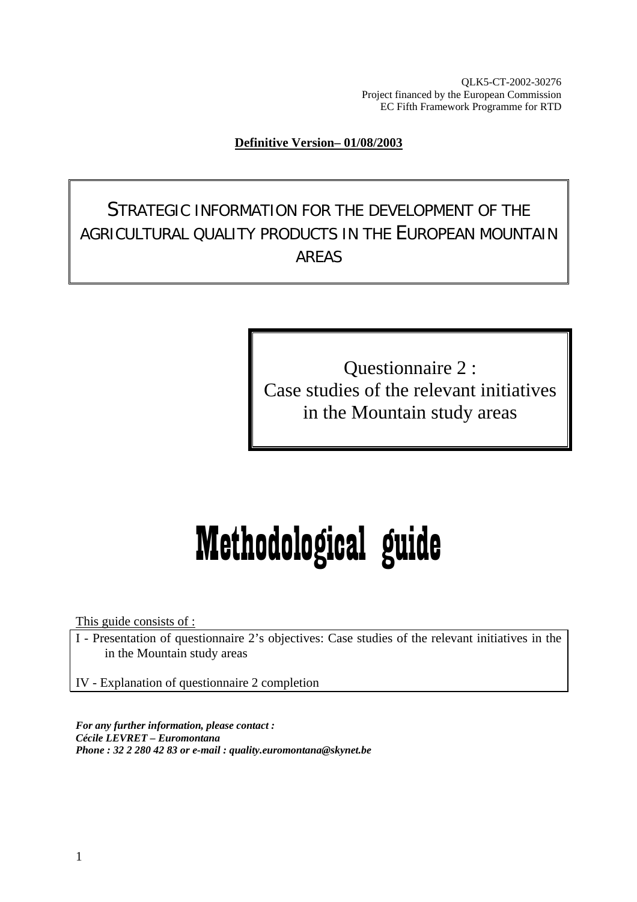QLK5-CT-2002-30276
Project financed by the European Commission
EC Fifth Framework Programme for RTD

**Definitive Version– 01/08/2003**

# STRATEGIC INFORMATION FOR THE DEVELOPMENT OF THE AGRICULTURAL QUALITY PRODUCTS IN THE EUROPEAN MOUNTAIN AREAS

## Questionnaire 2 : Case studies of the relevant initiatives in the Mountain study areas

# Methodological guide

This guide consists of :

I - Presentation of questionnaire 2's objectives: Case studies of the relevant initiatives in the in the Mountain study areas

IV - Explanation of questionnaire 2 completion

***For any further information, please contact :***
***Cécile LEVRET – Euromontana***
***Phone : 32 2 280 42 83 or e-mail : quality.euromontana@skynet.be***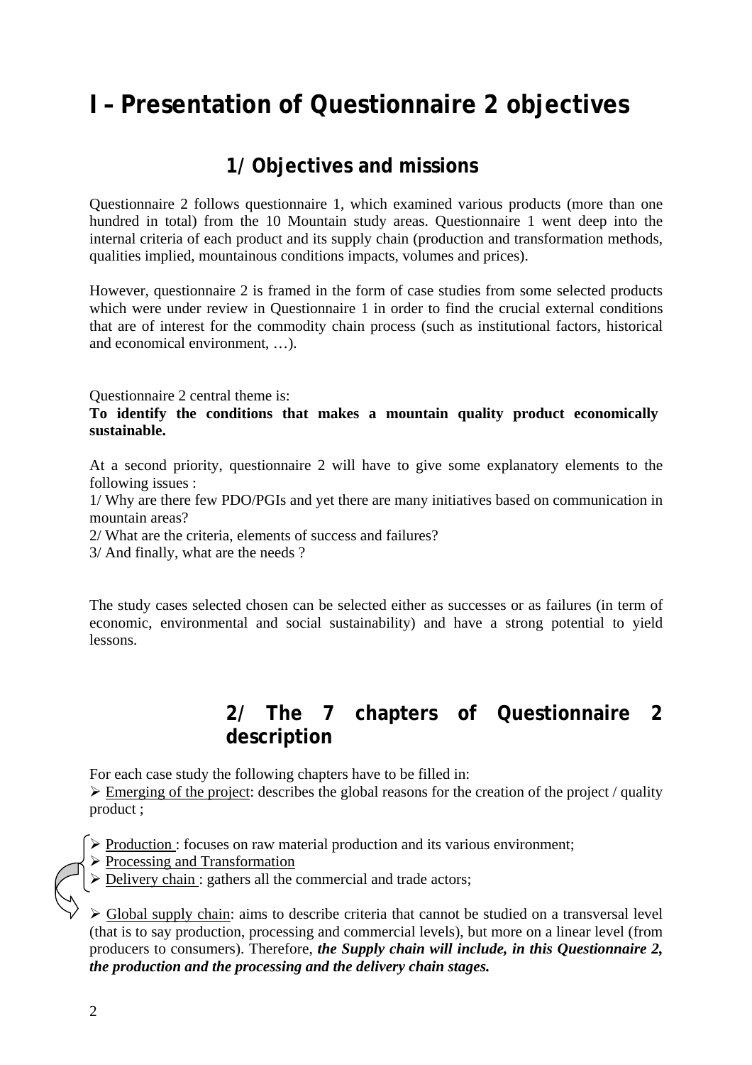# I – Presentation of Questionnaire 2 objectives

## 1/ Objectives and missions

Questionnaire 2 follows questionnaire 1, which examined various products (more than one hundred in total) from the 10 Mountain study areas. Questionnaire 1 went deep into the internal criteria of each product and its supply chain (production and transformation methods, qualities implied, mountainous conditions impacts, volumes and prices).

However, questionnaire 2 is framed in the form of case studies from some selected products which were under review in Questionnaire 1 in order to find the crucial external conditions that are of interest for the commodity chain process (such as institutional factors, historical and economical environment, …).

Questionnaire 2 central theme is:

**To identify the conditions that makes a mountain quality product economically sustainable.**

At a second priority, questionnaire 2 will have to give some explanatory elements to the following issues :

1/ Why are there few PDO/PGIs and yet there are many initiatives based on communication in mountain areas?

2/ What are the criteria, elements of success and failures?

3/ And finally, what are the needs ?

The study cases selected chosen can be selected either as successes or as failures (in term of economic, environmental and social sustainability) and have a strong potential to yield lessons.

## 2/ The 7 chapters of Questionnaire 2 description

For each case study the following chapters have to be filled in:

- Emerging of the project: describes the global reasons for the creation of the project / quality product ;

- Production : focuses on raw material production and its various environment;
- Processing and Transformation
- Delivery chain : gathers all the commercial and trade actors;

- Global supply chain: aims to describe criteria that cannot be studied on a transversal level (that is to say production, processing and commercial levels), but more on a linear level (from producers to consumers). Therefore, ***the Supply chain will include, in this Questionnaire 2, the production and the processing and the delivery chain stages.***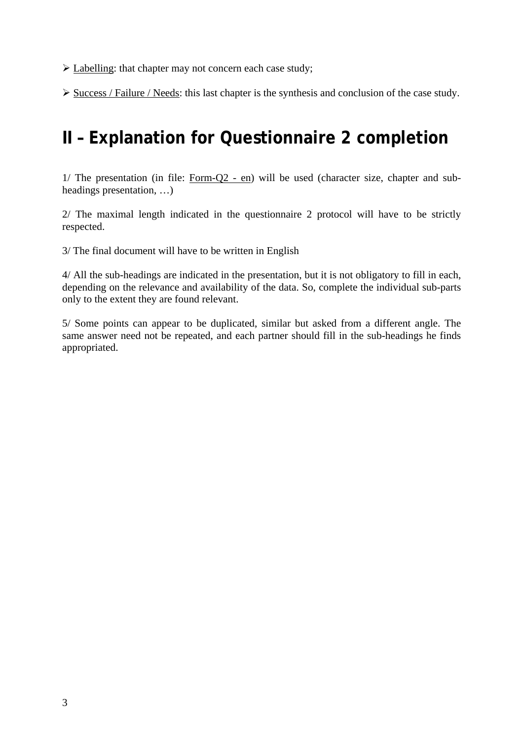- Labelling: that chapter may not concern each case study;

- Success / Failure / Needs: this last chapter is the synthesis and conclusion of the case study.

## II – Explanation for Questionnaire 2 completion

1/ The presentation (in file: Form-Q2 - en) will be used (character size, chapter and sub-headings presentation, …)

2/ The maximal length indicated in the questionnaire 2 protocol will have to be strictly respected.

3/ The final document will have to be written in English

4/ All the sub-headings are indicated in the presentation, but it is not obligatory to fill in each, depending on the relevance and availability of the data. So, complete the individual sub-parts only to the extent they are found relevant.

5/ Some points can appear to be duplicated, similar but asked from a different angle. The same answer need not be repeated, and each partner should fill in the sub-headings he finds appropriated.